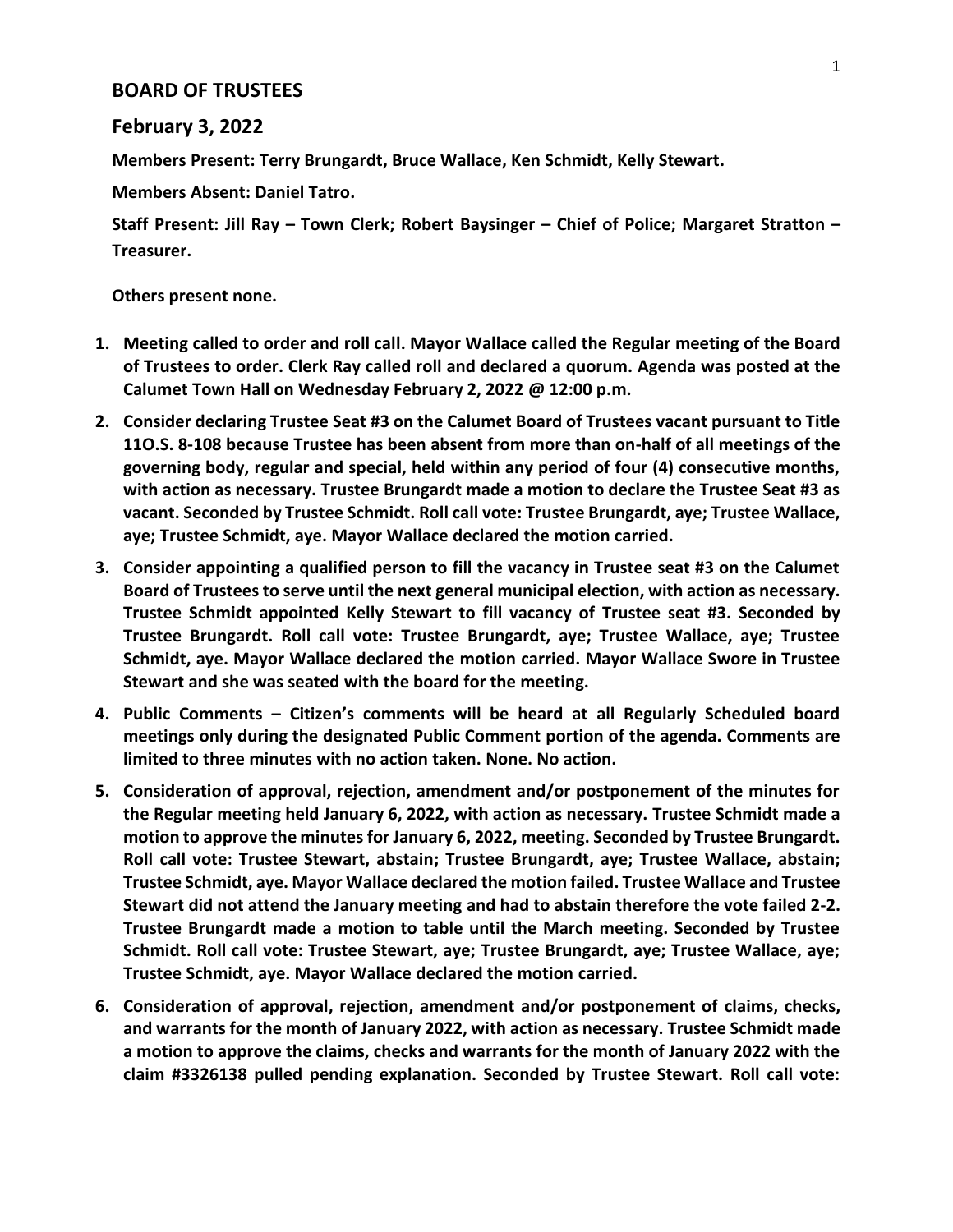## BOARD OF TRUSTEES

## February 3, 2022

**Members Present: Terry Brungardt, Bruce Wallace, Ken Schmidt, Kelly Stewart.**

**Members Absent: Daniel Tatro.**

**Staff Present: Jill Ray – Town Clerk; Robert Baysinger – Chief of Police; Margaret Stratton – Treasurer.**

**Others present none.**

1. **Meeting called to order and roll call. Mayor Wallace called the Regular meeting of the Board of Trustees to order. Clerk Ray called roll and declared a quorum. Agenda was posted at the Calumet Town Hall on Wednesday February 2, 2022 @ 12:00 p.m.**
2. **Consider declaring Trustee Seat #3 on the Calumet Board of Trustees vacant pursuant to Title 11O.S. 8-108 because Trustee has been absent from more than on-half of all meetings of the governing body, regular and special, held within any period of four (4) consecutive months, with action as necessary. Trustee Brungardt made a motion to declare the Trustee Seat #3 as vacant. Seconded by Trustee Schmidt. Roll call vote: Trustee Brungardt, aye; Trustee Wallace, aye; Trustee Schmidt, aye. Mayor Wallace declared the motion carried.**
3. **Consider appointing a qualified person to fill the vacancy in Trustee seat #3 on the Calumet Board of Trustees to serve until the next general municipal election, with action as necessary. Trustee Schmidt appointed Kelly Stewart to fill vacancy of Trustee seat #3. Seconded by Trustee Brungardt. Roll call vote: Trustee Brungardt, aye; Trustee Wallace, aye; Trustee Schmidt, aye. Mayor Wallace declared the motion carried. Mayor Wallace Swore in Trustee Stewart and she was seated with the board for the meeting.**
4. **Public Comments – Citizen's comments will be heard at all Regularly Scheduled board meetings only during the designated Public Comment portion of the agenda. Comments are limited to three minutes with no action taken. None. No action.**
5. **Consideration of approval, rejection, amendment and/or postponement of the minutes for the Regular meeting held January 6, 2022, with action as necessary. Trustee Schmidt made a motion to approve the minutes for January 6, 2022, meeting. Seconded by Trustee Brungardt. Roll call vote: Trustee Stewart, abstain; Trustee Brungardt, aye; Trustee Wallace, abstain; Trustee Schmidt, aye. Mayor Wallace declared the motion failed. Trustee Wallace and Trustee Stewart did not attend the January meeting and had to abstain therefore the vote failed 2-2. Trustee Brungardt made a motion to table until the March meeting. Seconded by Trustee Schmidt. Roll call vote: Trustee Stewart, aye; Trustee Brungardt, aye; Trustee Wallace, aye; Trustee Schmidt, aye. Mayor Wallace declared the motion carried.**
6. **Consideration of approval, rejection, amendment and/or postponement of claims, checks, and warrants for the month of January 2022, with action as necessary. Trustee Schmidt made a motion to approve the claims, checks and warrants for the month of January 2022 with the claim #3326138 pulled pending explanation. Seconded by Trustee Stewart. Roll call vote:**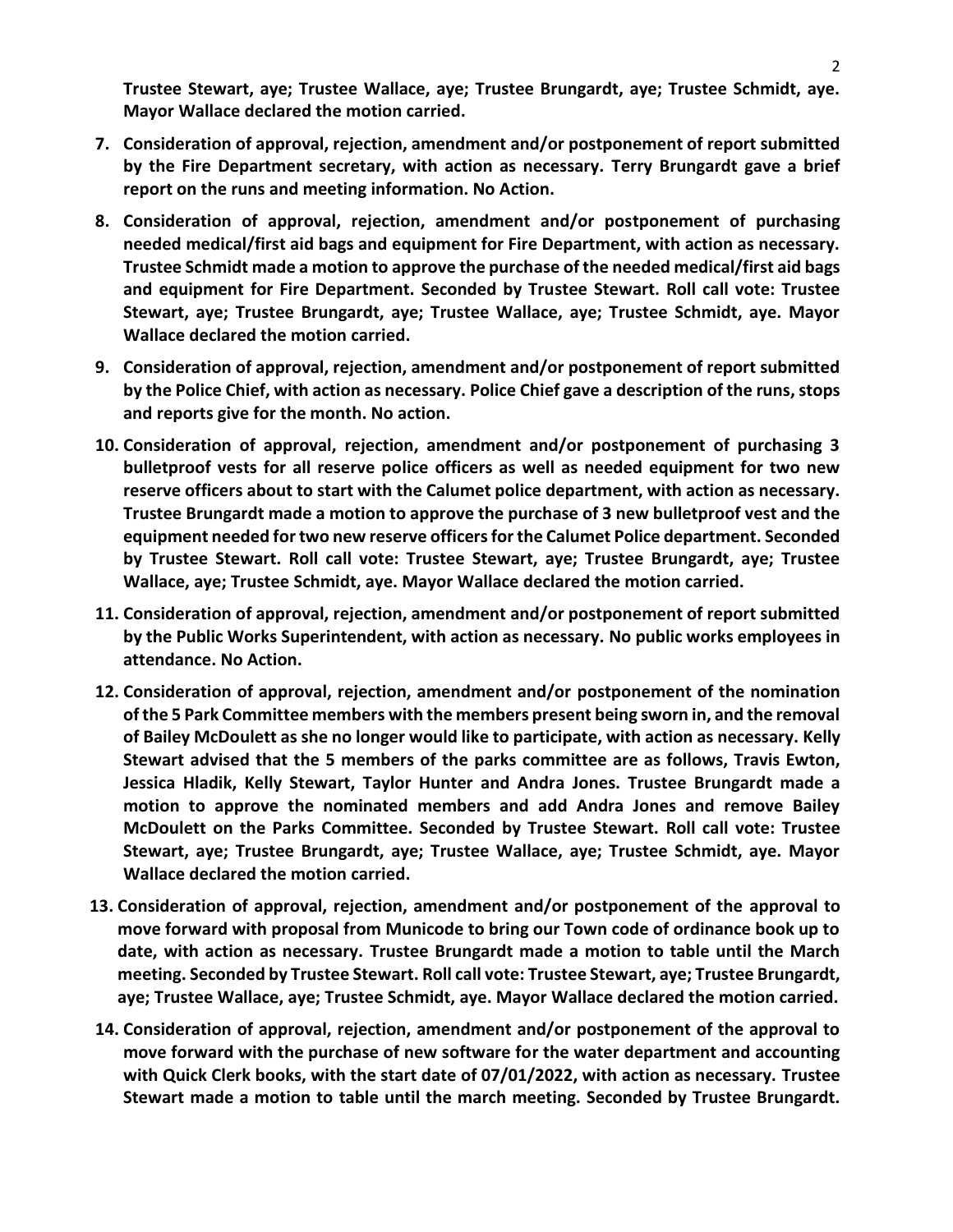**Trustee Stewart, aye; Trustee Wallace, aye; Trustee Brungardt, aye; Trustee Schmidt, aye. Mayor Wallace declared the motion carried.**

7. **Consideration of approval, rejection, amendment and/or postponement of report submitted by the Fire Department secretary, with action as necessary. Terry Brungardt gave a brief report on the runs and meeting information. No Action.**

8. **Consideration of approval, rejection, amendment and/or postponement of purchasing needed medical/first aid bags and equipment for Fire Department, with action as necessary. Trustee Schmidt made a motion to approve the purchase of the needed medical/first aid bags and equipment for Fire Department. Seconded by Trustee Stewart. Roll call vote: Trustee Stewart, aye; Trustee Brungardt, aye; Trustee Wallace, aye; Trustee Schmidt, aye. Mayor Wallace declared the motion carried.**

9. **Consideration of approval, rejection, amendment and/or postponement of report submitted by the Police Chief, with action as necessary. Police Chief gave a description of the runs, stops and reports give for the month. No action.**

10. **Consideration of approval, rejection, amendment and/or postponement of purchasing 3 bulletproof vests for all reserve police officers as well as needed equipment for two new reserve officers about to start with the Calumet police department, with action as necessary. Trustee Brungardt made a motion to approve the purchase of 3 new bulletproof vest and the equipment needed for two new reserve officers for the Calumet Police department. Seconded by Trustee Stewart. Roll call vote: Trustee Stewart, aye; Trustee Brungardt, aye; Trustee Wallace, aye; Trustee Schmidt, aye. Mayor Wallace declared the motion carried.**

11. **Consideration of approval, rejection, amendment and/or postponement of report submitted by the Public Works Superintendent, with action as necessary. No public works employees in attendance. No Action.**

12. **Consideration of approval, rejection, amendment and/or postponement of the nomination of the 5 Park Committee members with the members present being sworn in, and the removal of Bailey McDoulett as she no longer would like to participate, with action as necessary. Kelly Stewart advised that the 5 members of the parks committee are as follows, Travis Ewton, Jessica Hladik, Kelly Stewart, Taylor Hunter and Andra Jones. Trustee Brungardt made a motion to approve the nominated members and add Andra Jones and remove Bailey McDoulett on the Parks Committee. Seconded by Trustee Stewart. Roll call vote: Trustee Stewart, aye; Trustee Brungardt, aye; Trustee Wallace, aye; Trustee Schmidt, aye. Mayor Wallace declared the motion carried.**

13. **Consideration of approval, rejection, amendment and/or postponement of the approval to move forward with proposal from Municode to bring our Town code of ordinance book up to date, with action as necessary. Trustee Brungardt made a motion to table until the March meeting. Seconded by Trustee Stewart. Roll call vote: Trustee Stewart, aye; Trustee Brungardt, aye; Trustee Wallace, aye; Trustee Schmidt, aye. Mayor Wallace declared the motion carried.**

14. **Consideration of approval, rejection, amendment and/or postponement of the approval to move forward with the purchase of new software for the water department and accounting with Quick Clerk books, with the start date of 07/01/2022, with action as necessary. Trustee Stewart made a motion to table until the march meeting. Seconded by Trustee Brungardt.**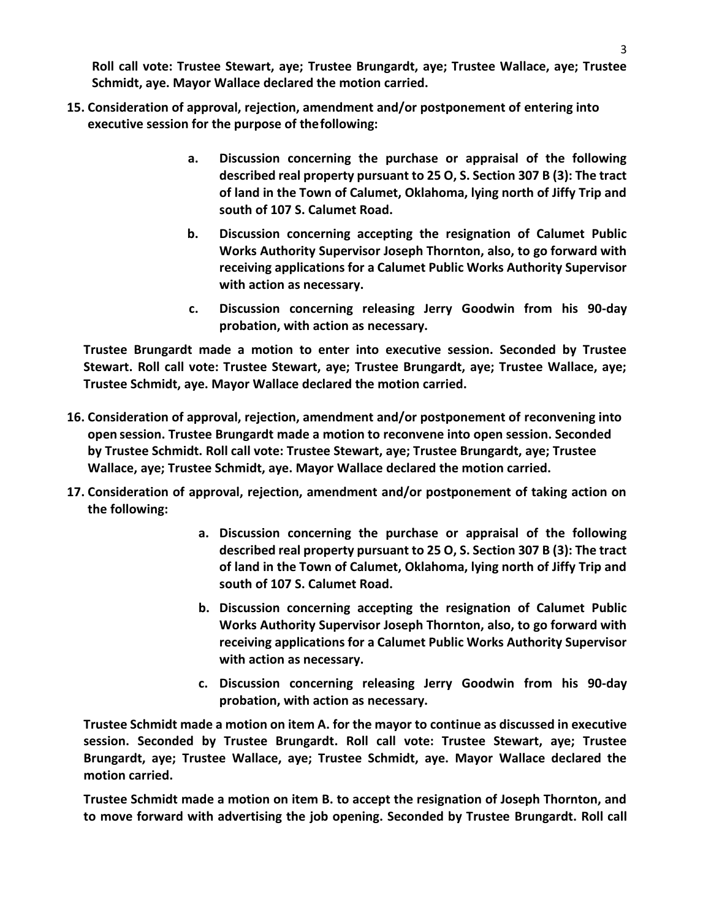**Roll call vote: Trustee Stewart, aye; Trustee Brungardt, aye; Trustee Wallace, aye; Trustee Schmidt, aye. Mayor Wallace declared the motion carried.**

**15. Consideration of approval, rejection, amendment and/or postponement of entering into executive session for the purpose of the following:**

> **a. Discussion concerning the purchase or appraisal of the following described real property pursuant to 25 O, S. Section 307 B (3): The tract of land in the Town of Calumet, Oklahoma, lying north of Jiffy Trip and south of 107 S. Calumet Road.**
>
> **b. Discussion concerning accepting the resignation of Calumet Public Works Authority Supervisor Joseph Thornton, also, to go forward with receiving applications for a Calumet Public Works Authority Supervisor with action as necessary.**
>
> **c. Discussion concerning releasing Jerry Goodwin from his 90-day probation, with action as necessary.**

**Trustee Brungardt made a motion to enter into executive session. Seconded by Trustee Stewart. Roll call vote: Trustee Stewart, aye; Trustee Brungardt, aye; Trustee Wallace, aye; Trustee Schmidt, aye. Mayor Wallace declared the motion carried.**

**16. Consideration of approval, rejection, amendment and/or postponement of reconvening into open session. Trustee Brungardt made a motion to reconvene into open session. Seconded by Trustee Schmidt. Roll call vote: Trustee Stewart, aye; Trustee Brungardt, aye; Trustee Wallace, aye; Trustee Schmidt, aye. Mayor Wallace declared the motion carried.**

**17. Consideration of approval, rejection, amendment and/or postponement of taking action on the following:**

> **a. Discussion concerning the purchase or appraisal of the following described real property pursuant to 25 O, S. Section 307 B (3): The tract of land in the Town of Calumet, Oklahoma, lying north of Jiffy Trip and south of 107 S. Calumet Road.**
>
> **b. Discussion concerning accepting the resignation of Calumet Public Works Authority Supervisor Joseph Thornton, also, to go forward with receiving applications for a Calumet Public Works Authority Supervisor with action as necessary.**
>
> **c. Discussion concerning releasing Jerry Goodwin from his 90-day probation, with action as necessary.**

**Trustee Schmidt made a motion on item A. for the mayor to continue as discussed in executive session. Seconded by Trustee Brungardt. Roll call vote: Trustee Stewart, aye; Trustee Brungardt, aye; Trustee Wallace, aye; Trustee Schmidt, aye. Mayor Wallace declared the motion carried.**

**Trustee Schmidt made a motion on item B. to accept the resignation of Joseph Thornton, and to move forward with advertising the job opening. Seconded by Trustee Brungardt. Roll call**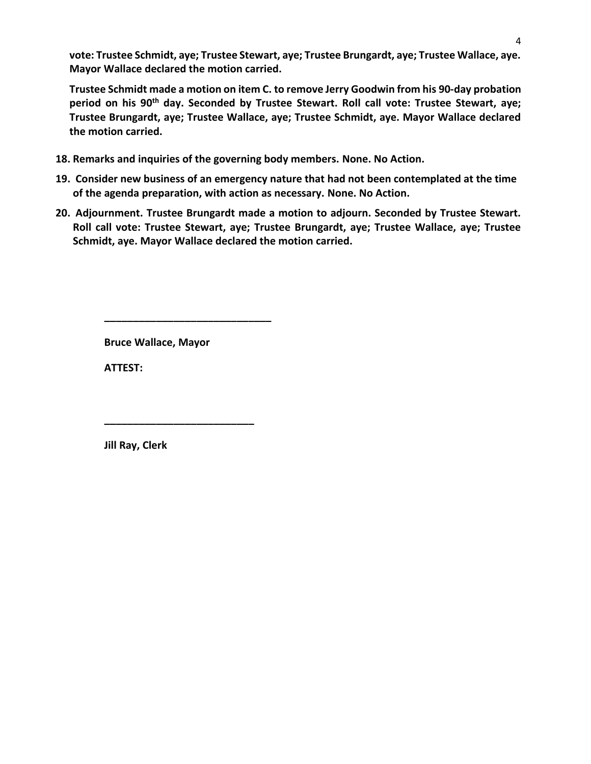**vote: Trustee Schmidt, aye; Trustee Stewart, aye; Trustee Brungardt, aye; Trustee Wallace, aye. Mayor Wallace declared the motion carried.**

**Trustee Schmidt made a motion on item C. to remove Jerry Goodwin from his 90-day probation period on his 90th day. Seconded by Trustee Stewart. Roll call vote: Trustee Stewart, aye; Trustee Brungardt, aye; Trustee Wallace, aye; Trustee Schmidt, aye. Mayor Wallace declared the motion carried.**

18. **Remarks and inquiries of the governing body members. None. No Action.**
19. **Consider new business of an emergency nature that had not been contemplated at the time of the agenda preparation, with action as necessary. None. No Action.**
20. **Adjournment. Trustee Brungardt made a motion to adjourn. Seconded by Trustee Stewart. Roll call vote: Trustee Stewart, aye; Trustee Brungardt, aye; Trustee Wallace, aye; Trustee Schmidt, aye. Mayor Wallace declared the motion carried.**

______________________________

**Bruce Wallace, Mayor**

**ATTEST:**

___________________________

**Jill Ray, Clerk**